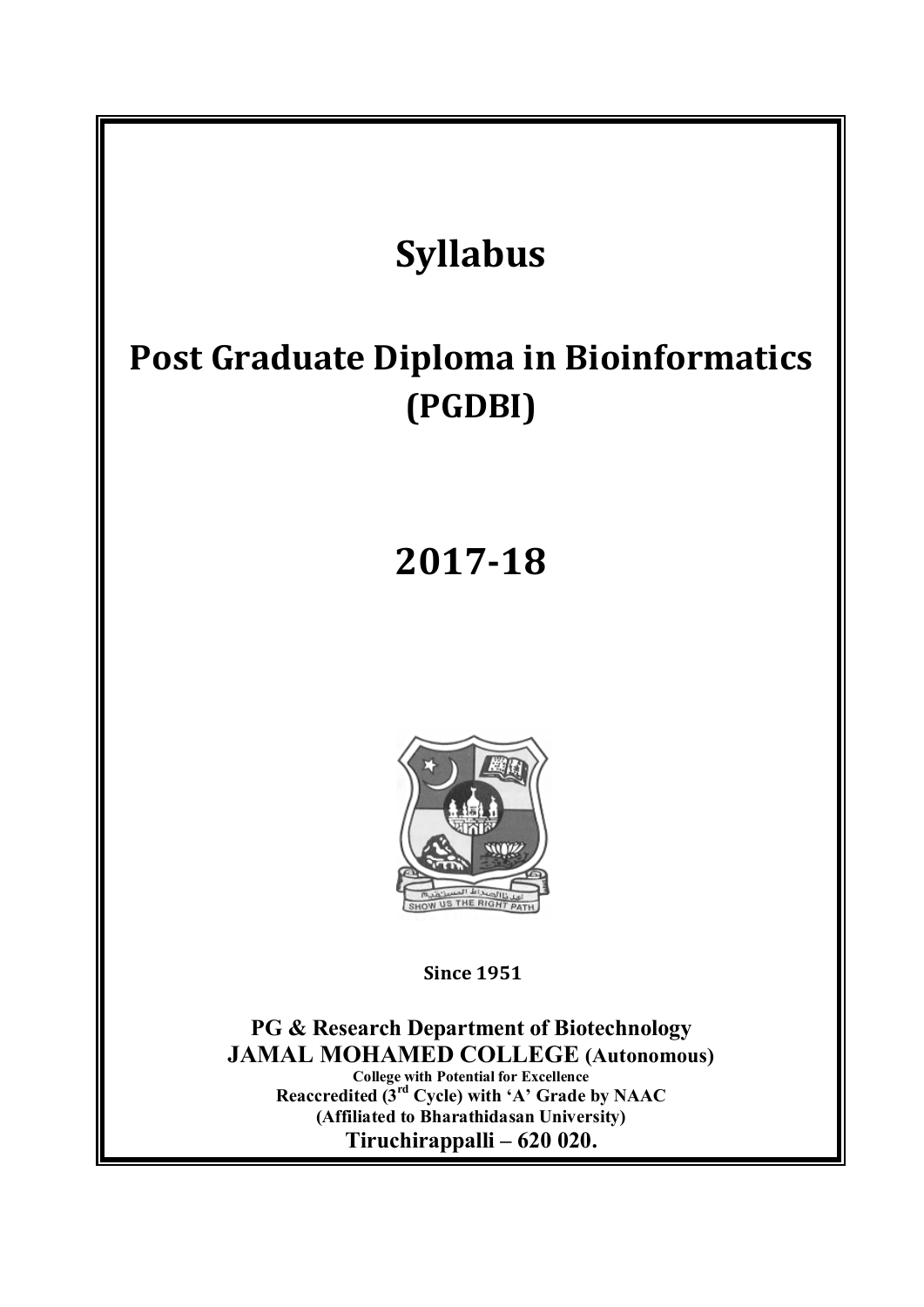# Syllabus

# Post Graduate Diploma in Bioinformatics (PGDBI)

# 2017-18

**Since 1951**

**PG & Research Department of Biotechnology**
**JAMAL MOHAMED COLLEGE (Autonomous)**
**College with Potential for Excellence**
**Reaccredited (3rd Cycle) with 'A' Grade by NAAC**
**(Affiliated to Bharathidasan University)**
**Tiruchirappalli – 620 020.**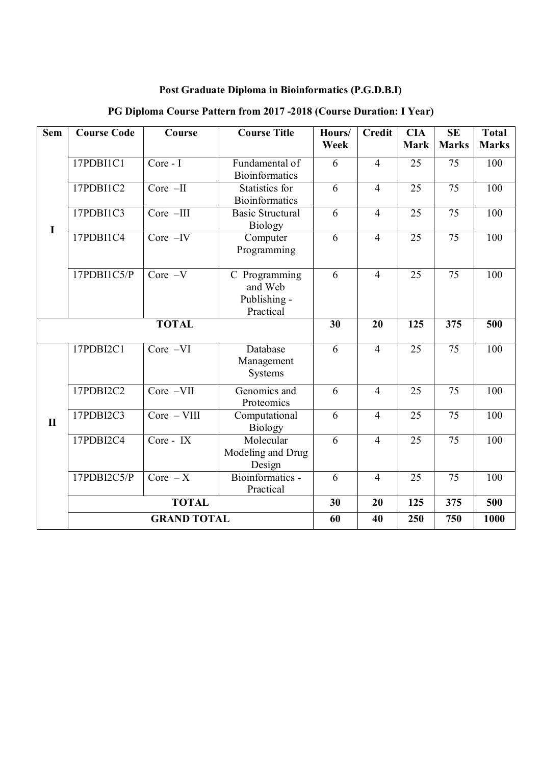**Post Graduate Diploma in Bioinformatics (P.G.D.B.I)**

**PG Diploma Course Pattern from 2017 -2018 (Course Duration: I Year)**

| Sem | Course Code | Course | Course Title | Hours/ Week | Credit | CIA Mark | SE Marks | Total Marks |
|---|---|---|---|---|---|---|---|---|
| I | 17PDBI1C1 | Core - I | Fundamental of Bioinformatics | 6 | 4 | 25 | 75 | 100 |
| | 17PDBI1C2 | Core –II | Statistics for Bioinformatics | 6 | 4 | 25 | 75 | 100 |
| | 17PDBI1C3 | Core –III | Basic Structural Biology | 6 | 4 | 25 | 75 | 100 |
| | 17PDBI1C4 | Core –IV | Computer Programming | 6 | 4 | 25 | 75 | 100 |
| | 17PDBI1C5/P | Core –V | C Programming and Web Publishing - Practical | 6 | 4 | 25 | 75 | 100 |
| **TOTAL** | | | | **30** | **20** | **125** | **375** | **500** |
| II | 17PDBI2C1 | Core –VI | Database Management Systems | 6 | 4 | 25 | 75 | 100 |
| | 17PDBI2C2 | Core –VII | Genomics and Proteomics | 6 | 4 | 25 | 75 | 100 |
| | 17PDBI2C3 | Core – VIII | Computational Biology | 6 | 4 | 25 | 75 | 100 |
| | 17PDBI2C4 | Core - IX | Molecular Modeling and Drug Design | 6 | 4 | 25 | 75 | 100 |
| | 17PDBI2C5/P | Core – X | Bioinformatics - Practical | 6 | 4 | 25 | 75 | 100 |
| | **TOTAL** | | | **30** | **20** | **125** | **375** | **500** |
| | **GRAND TOTAL** | | | **60** | **40** | **250** | **750** | **1000** |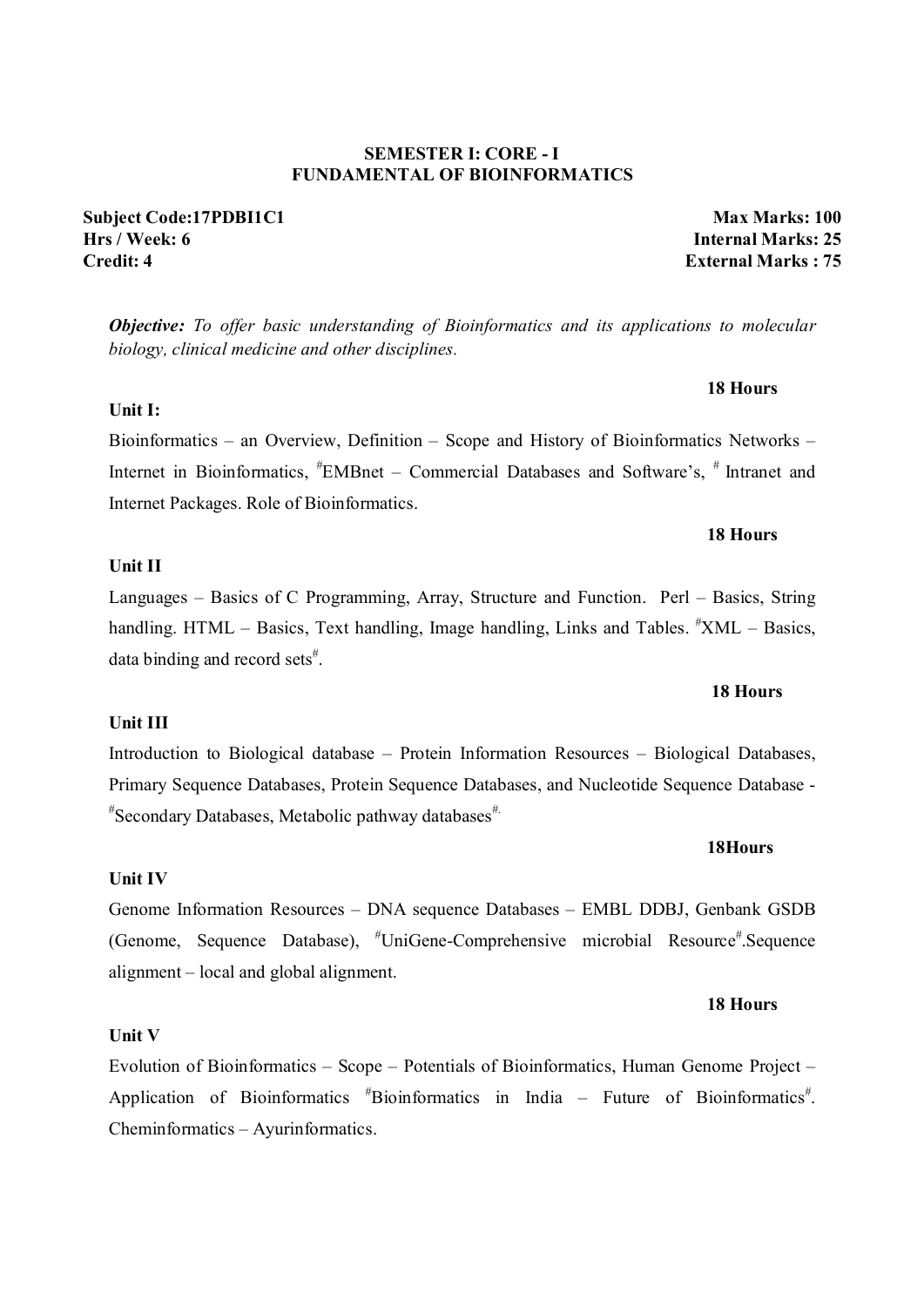**SEMESTER I: CORE - I**
**FUNDAMENTAL OF BIOINFORMATICS**

**Subject Code:17PDBI1C1** **Max Marks: 100**
**Hrs / Week: 6** **Internal Marks: 25**
**Credit: 4** **External Marks : 75**

***Objective:*** *To offer basic understanding of Bioinformatics and its applications to molecular biology, clinical medicine and other disciplines.*

**18 Hours**

**Unit I:**

Bioinformatics – an Overview, Definition – Scope and History of Bioinformatics Networks – Internet in Bioinformatics, #EMBnet – Commercial Databases and Software's, # Intranet and Internet Packages. Role of Bioinformatics.

**18 Hours**

**Unit II**

Languages – Basics of C Programming, Array, Structure and Function. Perl – Basics, String handling. HTML – Basics, Text handling, Image handling, Links and Tables. #XML – Basics, data binding and record sets#.

**18 Hours**

**Unit III**

Introduction to Biological database – Protein Information Resources – Biological Databases, Primary Sequence Databases, Protein Sequence Databases, and Nucleotide Sequence Database - #Secondary Databases, Metabolic pathway databases#.

**18Hours**

**Unit IV**

Genome Information Resources – DNA sequence Databases – EMBL DDBJ, Genbank GSDB (Genome, Sequence Database), #UniGene-Comprehensive microbial Resource#.Sequence alignment – local and global alignment.

**18 Hours**

**Unit V**

Evolution of Bioinformatics – Scope – Potentials of Bioinformatics, Human Genome Project – Application of Bioinformatics #Bioinformatics in India – Future of Bioinformatics#. Cheminformatics – Ayurinformatics.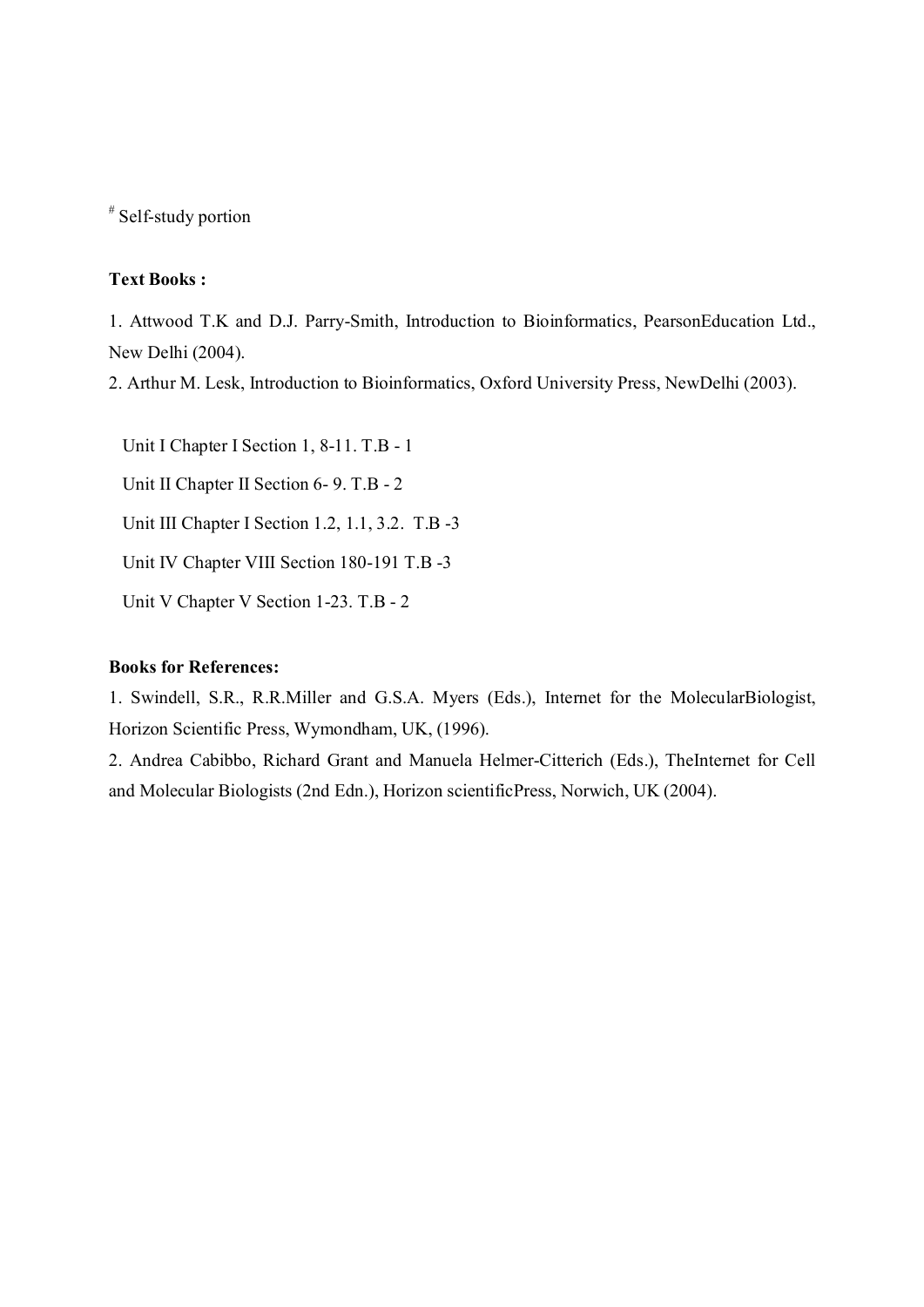[#] Self-study portion

**Text Books :**

1. Attwood T.K and D.J. Parry-Smith, Introduction to Bioinformatics, PearsonEducation Ltd., New Delhi (2004).
2. Arthur M. Lesk, Introduction to Bioinformatics, Oxford University Press, NewDelhi (2003).

Unit I Chapter I Section 1, 8-11. T.B - 1

Unit II Chapter II Section 6- 9. T.B - 2

Unit III Chapter I Section 1.2, 1.1, 3.2. T.B -3

Unit IV Chapter VIII Section 180-191 T.B -3

Unit V Chapter V Section 1-23. T.B - 2

**Books for References:**

1. Swindell, S.R., R.R.Miller and G.S.A. Myers (Eds.), Internet for the MolecularBiologist, Horizon Scientific Press, Wymondham, UK, (1996).
2. Andrea Cabibbo, Richard Grant and Manuela Helmer-Citterich (Eds.), TheInternet for Cell and Molecular Biologists (2nd Edn.), Horizon scientificPress, Norwich, UK (2004).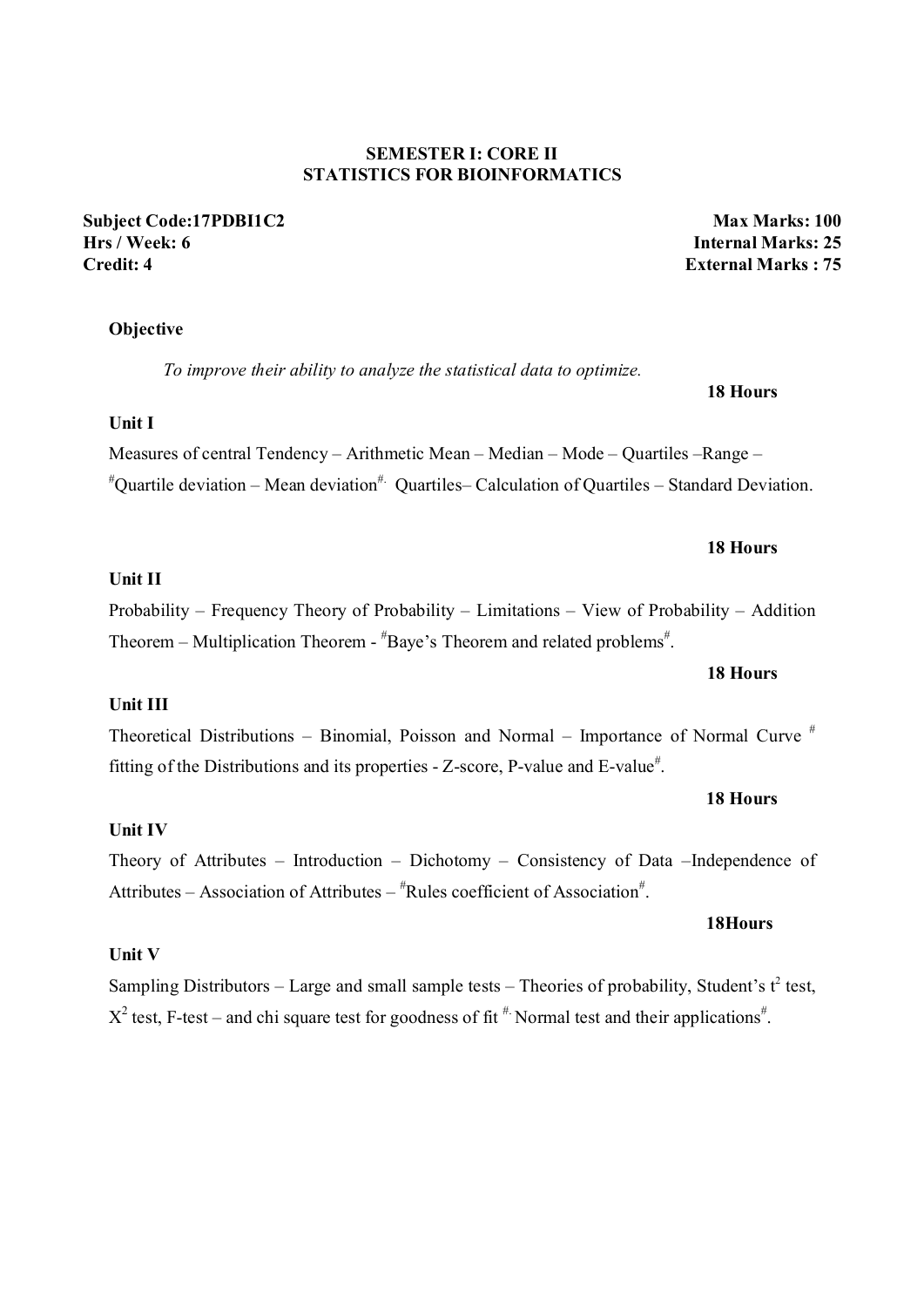## SEMESTER I: CORE II
## STATISTICS FOR BIOINFORMATICS

**Subject Code:17PDBI1C2** **Max Marks: 100**
**Hrs / Week: 6** **Internal Marks: 25**
**Credit: 4** **External Marks : 75**

**Objective**

*To improve their ability to analyze the statistical data to optimize.*

**18 Hours**

**Unit I**

Measures of central Tendency – Arithmetic Mean – Median – Mode – Quartiles –Range – #Quartile deviation – Mean deviation#. Quartiles– Calculation of Quartiles – Standard Deviation.

**18 Hours**

**Unit II**

Probability – Frequency Theory of Probability – Limitations – View of Probability – Addition Theorem – Multiplication Theorem - #Baye's Theorem and related problems#.

**18 Hours**

**Unit III**

Theoretical Distributions – Binomial, Poisson and Normal – Importance of Normal Curve # fitting of the Distributions and its properties - Z-score, P-value and E-value#.

**18 Hours**

**Unit IV**

Theory of Attributes – Introduction – Dichotomy – Consistency of Data –Independence of Attributes – Association of Attributes – #Rules coefficient of Association#.

**18Hours**

**Unit V**

Sampling Distributors – Large and small sample tests – Theories of probability, Student's $t^2$ test, $X^2$ test, F-test – and chi square test for goodness of fit #. Normal test and their applications#.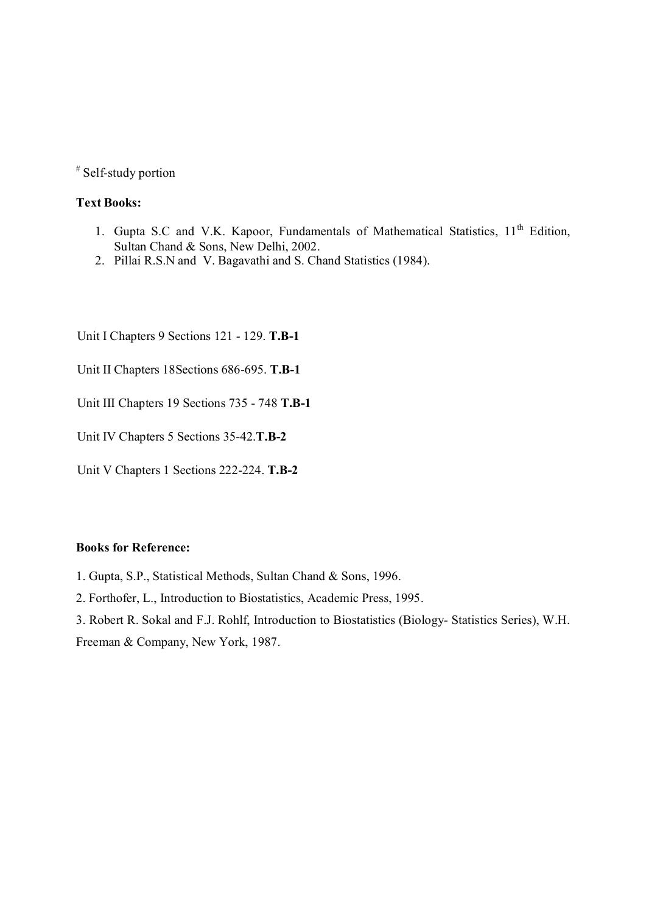# Self-study portion

**Text Books:**

1. Gupta S.C and V.K. Kapoor, Fundamentals of Mathematical Statistics, 11th Edition, Sultan Chand & Sons, New Delhi, 2002.
2. Pillai R.S.N and V. Bagavathi and S. Chand Statistics (1984).

Unit I Chapters 9 Sections 121 - 129. **T.B-1**

Unit II Chapters 18Sections 686-695. **T.B-1**

Unit III Chapters 19 Sections 735 - 748 **T.B-1**

Unit IV Chapters 5 Sections 35-42.**T.B-2**

Unit V Chapters 1 Sections 222-224. **T.B-2**

**Books for Reference:**

1. Gupta, S.P., Statistical Methods, Sultan Chand & Sons, 1996.
2. Forthofer, L., Introduction to Biostatistics, Academic Press, 1995.
3. Robert R. Sokal and F.J. Rohlf, Introduction to Biostatistics (Biology- Statistics Series), W.H. Freeman & Company, New York, 1987.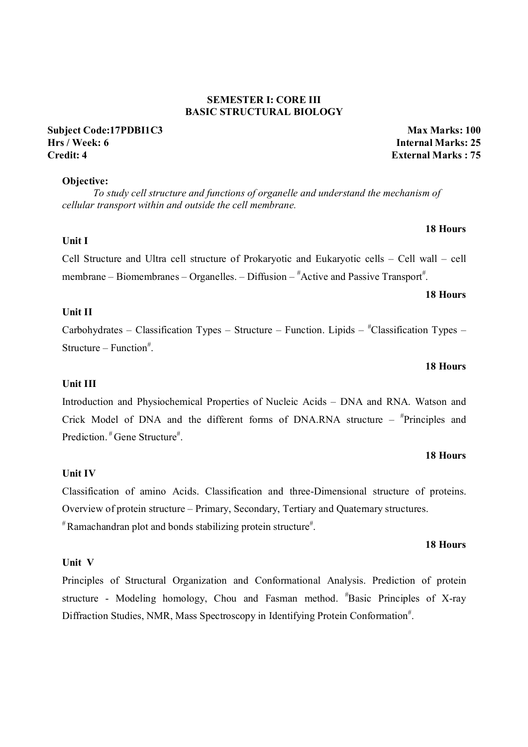**SEMESTER I: CORE III**
**BASIC STRUCTURAL BIOLOGY**

**Subject Code:17PDBI1C3** | **Max Marks: 100**
**Hrs / Week: 6** | **Internal Marks: 25**
**Credit: 4** | **External Marks : 75**

**Objective:**

*To study cell structure and functions of organelle and understand the mechanism of cellular transport within and outside the cell membrane.*

**18 Hours**

**Unit I**

Cell Structure and Ultra cell structure of Prokaryotic and Eukaryotic cells – Cell wall – cell membrane – Biomembranes – Organelles. – Diffusion – #Active and Passive Transport#.

**18 Hours**

**Unit II**

Carbohydrates – Classification Types – Structure – Function. Lipids – #Classification Types – Structure – Function#.

**18 Hours**

**Unit III**

Introduction and Physiochemical Properties of Nucleic Acids – DNA and RNA. Watson and Crick Model of DNA and the different forms of DNA.RNA structure – #Principles and Prediction. # Gene Structure#.

**18 Hours**

**Unit IV**

Classification of amino Acids. Classification and three-Dimensional structure of proteins. Overview of protein structure – Primary, Secondary, Tertiary and Quaternary structures.
# Ramachandran plot and bonds stabilizing protein structure#.

**18 Hours**

**Unit V**

Principles of Structural Organization and Conformational Analysis. Prediction of protein structure - Modeling homology, Chou and Fasman method. #Basic Principles of X-ray Diffraction Studies, NMR, Mass Spectroscopy in Identifying Protein Conformation#.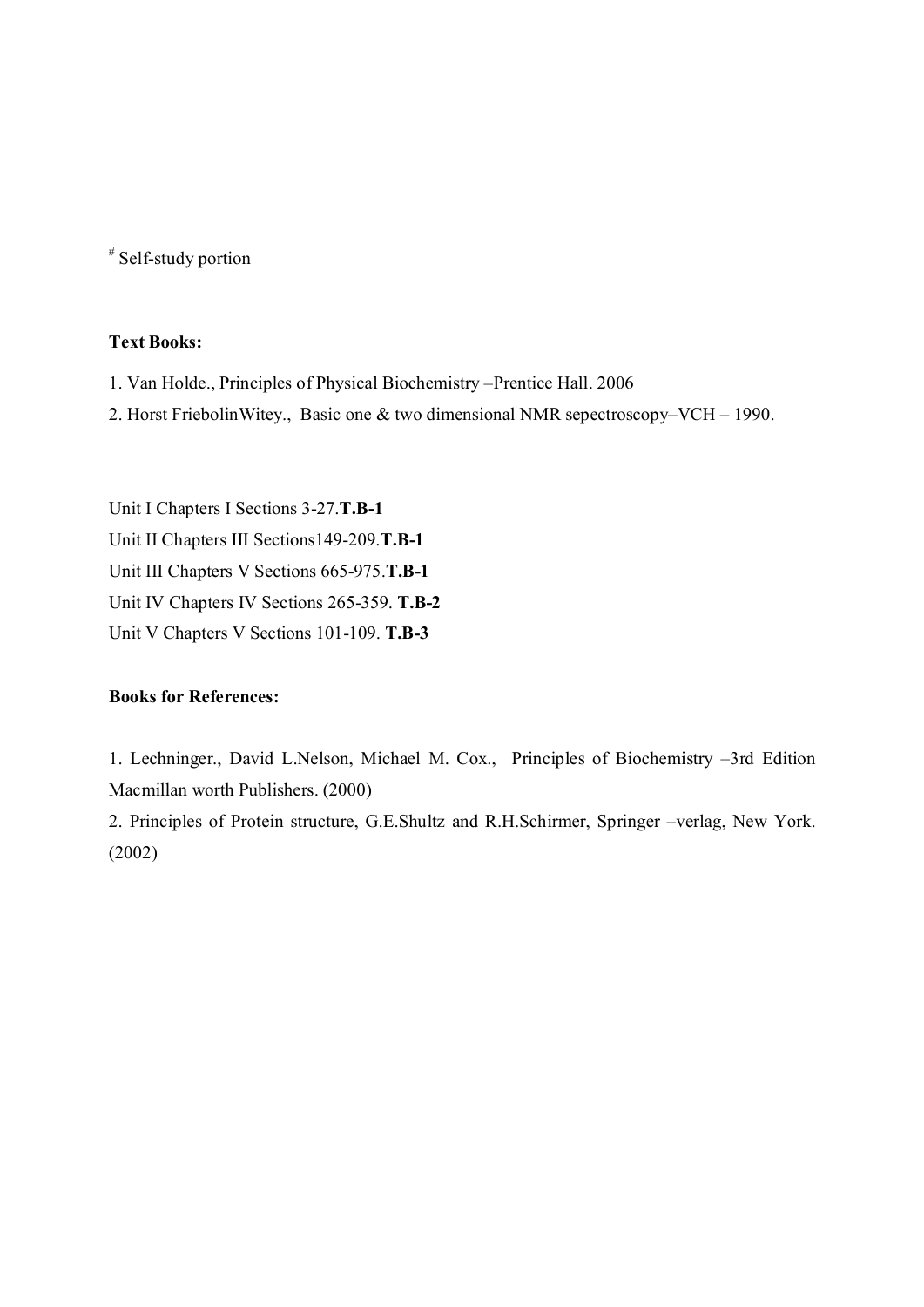# Self-study portion

**Text Books:**

1. Van Holde., Principles of Physical Biochemistry –Prentice Hall. 2006
2. Horst FriebolinWitey., Basic one & two dimensional NMR sepectroscopy–VCH – 1990.

Unit I Chapters I Sections 3-27.**T.B-1**
Unit II Chapters III Sections149-209.**T.B-1**
Unit III Chapters V Sections 665-975.**T.B-1**
Unit IV Chapters IV Sections 265-359. **T.B-2**
Unit V Chapters V Sections 101-109. **T.B-3**

**Books for References:**

1. Lechninger., David L.Nelson, Michael M. Cox., Principles of Biochemistry –3rd Edition Macmillan worth Publishers. (2000)
2. Principles of Protein structure, G.E.Shultz and R.H.Schirmer, Springer –verlag, New York. (2002)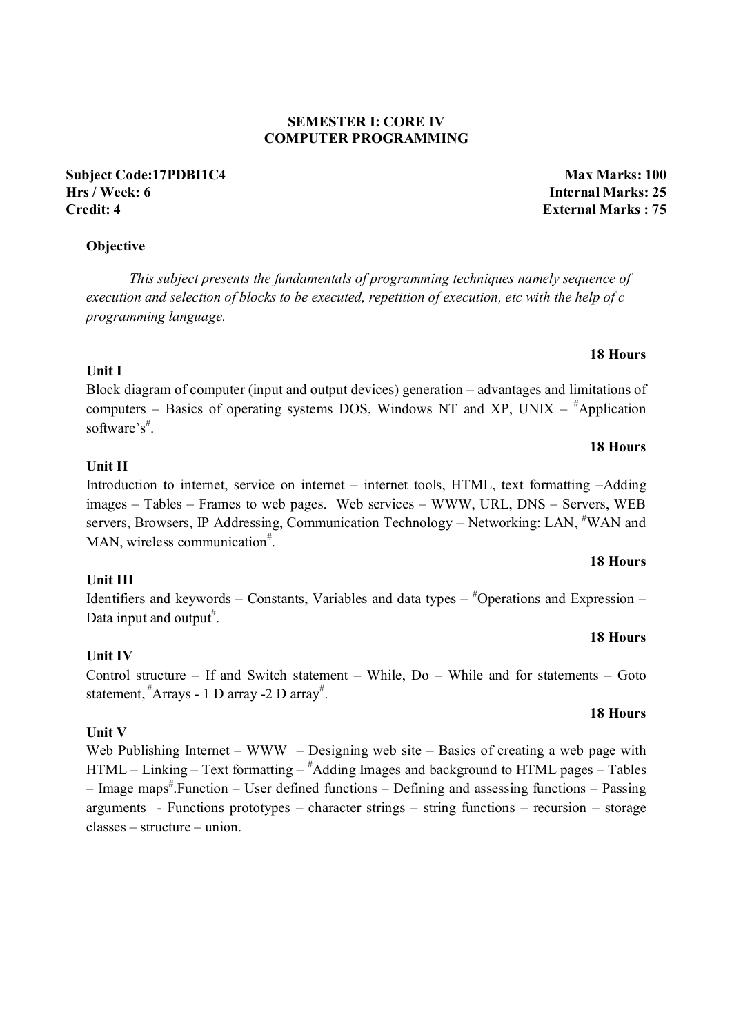## SEMESTER I: CORE IV
## COMPUTER PROGRAMMING

**Subject Code:17PDBI1C4** | **Max Marks: 100**
**Hrs / Week: 6** | **Internal Marks: 25**
**Credit: 4** | **External Marks : 75**

**Objective**

*This subject presents the fundamentals of programming techniques namely sequence of execution and selection of blocks to be executed, repetition of execution, etc with the help of c programming language.*

**Unit I** — **18 Hours**

Block diagram of computer (input and output devices) generation – advantages and limitations of computers – Basics of operating systems DOS, Windows NT and XP, UNIX – #Application software's#.

**Unit II** — **18 Hours**

Introduction to internet, service on internet – internet tools, HTML, text formatting –Adding images – Tables – Frames to web pages. Web services – WWW, URL, DNS – Servers, WEB servers, Browsers, IP Addressing, Communication Technology – Networking: LAN, #WAN and MAN, wireless communication#.

**Unit III** — **18 Hours**

Identifiers and keywords – Constants, Variables and data types – #Operations and Expression – Data input and output#.

**Unit IV** — **18 Hours**

Control structure – If and Switch statement – While, Do – While and for statements – Goto statement, #Arrays - 1 D array -2 D array#.

**Unit V** — **18 Hours**

Web Publishing Internet – WWW – Designing web site – Basics of creating a web page with HTML – Linking – Text formatting – #Adding Images and background to HTML pages – Tables – Image maps#.Function – User defined functions – Defining and assessing functions – Passing arguments - Functions prototypes – character strings – string functions – recursion – storage classes – structure – union.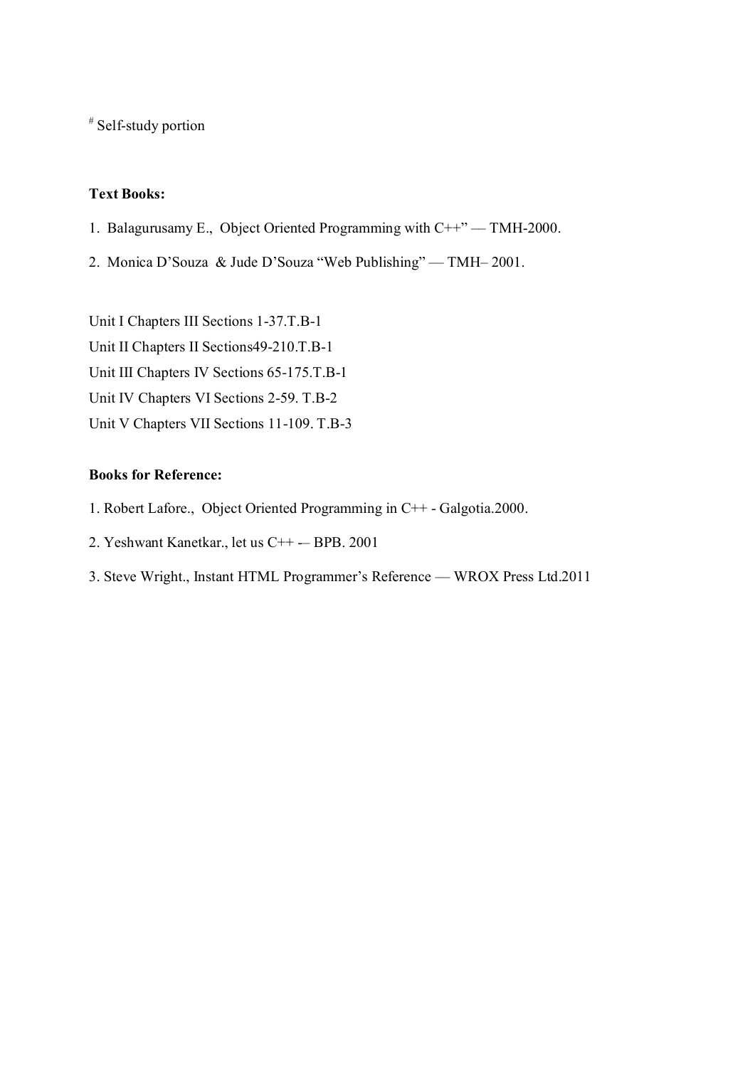[#] Self-study portion

**Text Books:**

1. Balagurusamy E., Object Oriented Programming with C++" — TMH-2000.
2. Monica D'Souza & Jude D'Souza "Web Publishing" — TMH– 2001.

Unit I Chapters III Sections 1-37.T.B-1
Unit II Chapters II Sections49-210.T.B-1
Unit III Chapters IV Sections 65-175.T.B-1
Unit IV Chapters VI Sections 2-59. T.B-2
Unit V Chapters VII Sections 11-109. T.B-3

**Books for Reference:**

1. Robert Lafore., Object Oriented Programming in C++ - Galgotia.2000.
2. Yeshwant Kanetkar., let us C++ -– BPB. 2001
3. Steve Wright., Instant HTML Programmer's Reference — WROX Press Ltd.2011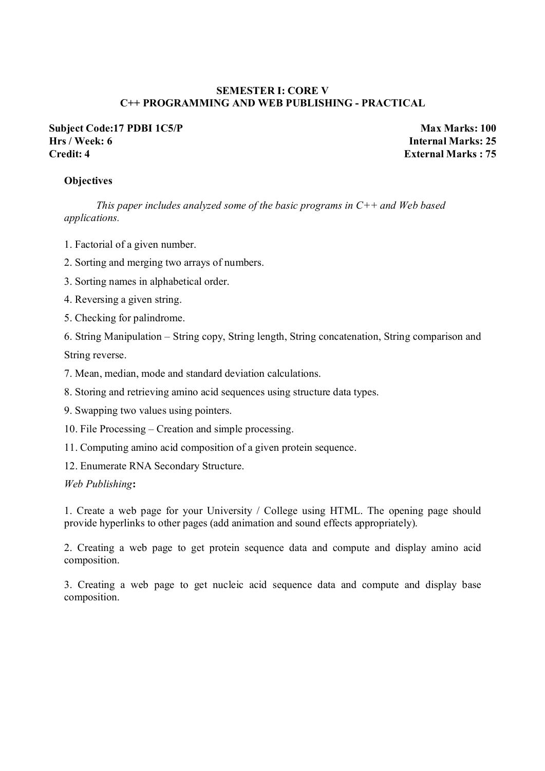**SEMESTER I: CORE V**

**C++ PROGRAMMING AND WEB PUBLISHING - PRACTICAL**

| | |
|---|---|
| **Subject Code:17 PDBI 1C5/P** | **Max Marks: 100** |
| **Hrs / Week: 6** | **Internal Marks: 25** |
| **Credit: 4** | **External Marks : 75** |

**Objectives**

*This paper includes analyzed some of the basic programs in C++ and Web based applications.*

1. Factorial of a given number.
2. Sorting and merging two arrays of numbers.
3. Sorting names in alphabetical order.
4. Reversing a given string.
5. Checking for palindrome.
6. String Manipulation – String copy, String length, String concatenation, String comparison and String reverse.
7. Mean, median, mode and standard deviation calculations.
8. Storing and retrieving amino acid sequences using structure data types.
9. Swapping two values using pointers.
10. File Processing – Creation and simple processing.
11. Computing amino acid composition of a given protein sequence.
12. Enumerate RNA Secondary Structure.

*Web Publishing***:**

1. Create a web page for your University / College using HTML. The opening page should provide hyperlinks to other pages (add animation and sound effects appropriately).

2. Creating a web page to get protein sequence data and compute and display amino acid composition.

3. Creating a web page to get nucleic acid sequence data and compute and display base composition.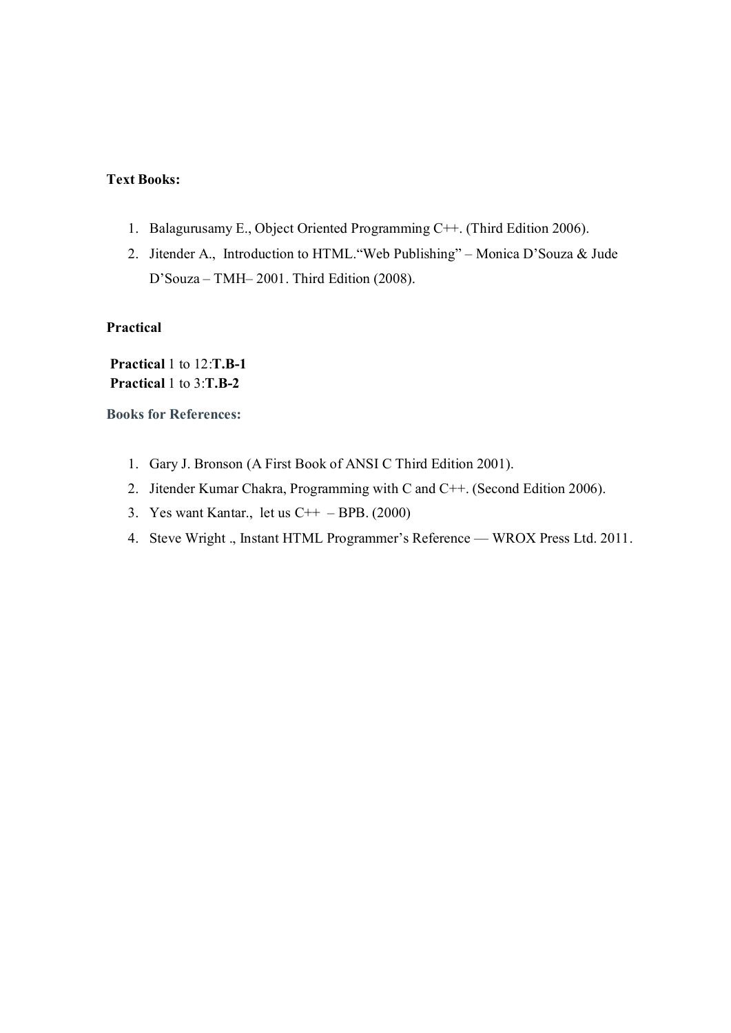**Text Books:**

1. Balagurusamy E., Object Oriented Programming C++. (Third Edition 2006).
2. Jitender A., Introduction to HTML."Web Publishing" – Monica D'Souza & Jude D'Souza – TMH– 2001. Third Edition (2008).

**Practical**

**Practical** 1 to 12:**T.B-1**
**Practical** 1 to 3:**T.B-2**

**Books for References:**

1. Gary J. Bronson (A First Book of ANSI C Third Edition 2001).
2. Jitender Kumar Chakra, Programming with C and C++. (Second Edition 2006).
3. Yes want Kantar., let us C++ – BPB. (2000)
4. Steve Wright ., Instant HTML Programmer's Reference — WROX Press Ltd. 2011.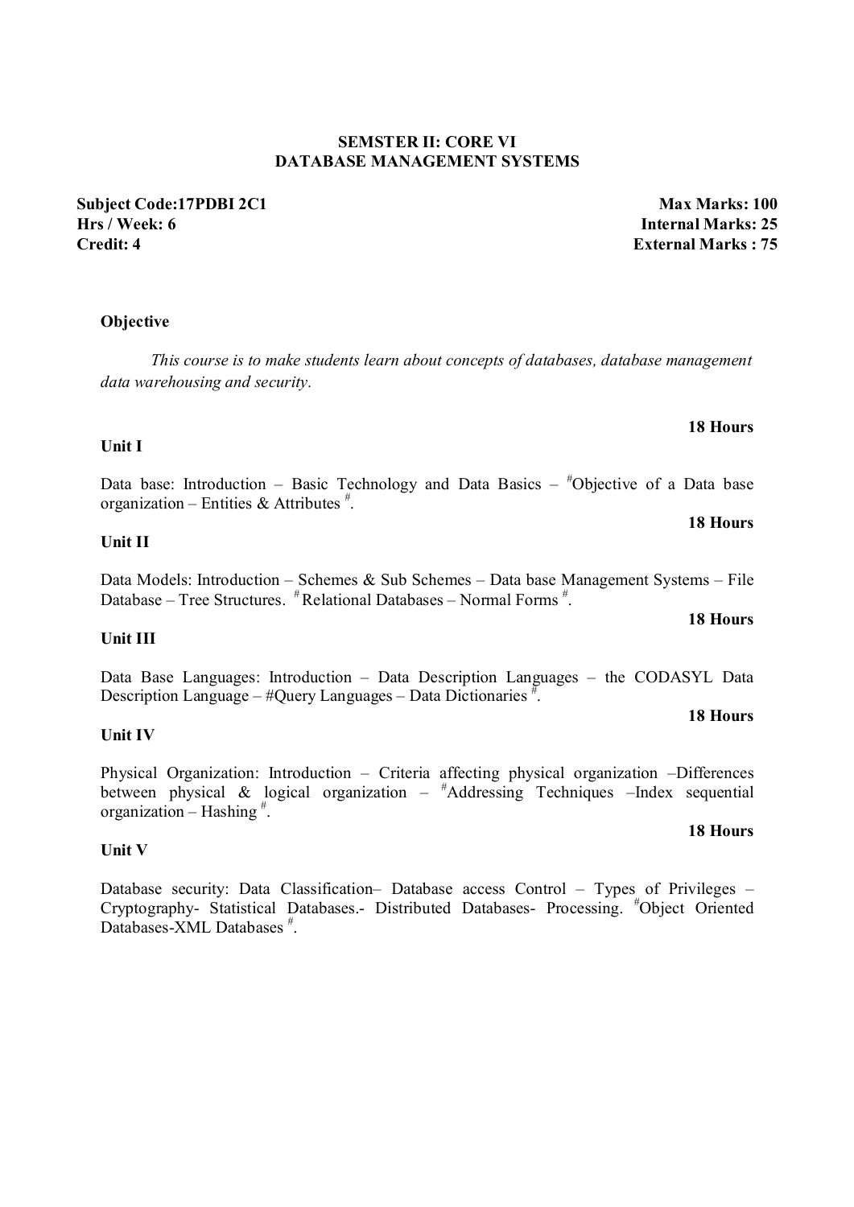**SEMSTER II: CORE VI**
**DATABASE MANAGEMENT SYSTEMS**

| | |
|---|---|
| **Subject Code:17PDBI 2C1** | **Max Marks: 100** |
| **Hrs / Week: 6** | **Internal Marks: 25** |
| **Credit: 4** | **External Marks : 75** |

**Objective**

*This course is to make students learn about concepts of databases, database management data warehousing and security.*

**18 Hours**

**Unit I**

Data base: Introduction – Basic Technology and Data Basics – #Objective of a Data base organization – Entities & Attributes #.

**18 Hours**

**Unit II**

Data Models: Introduction – Schemes & Sub Schemes – Data base Management Systems – File Database – Tree Structures. # Relational Databases – Normal Forms #.

**18 Hours**

**Unit III**

Data Base Languages: Introduction – Data Description Languages – the CODASYL Data Description Language – #Query Languages – Data Dictionaries #.

**18 Hours**

**Unit IV**

Physical Organization: Introduction – Criteria affecting physical organization –Differences between physical & logical organization – #Addressing Techniques –Index sequential organization – Hashing #.

**18 Hours**

**Unit V**

Database security: Data Classification– Database access Control – Types of Privileges – Cryptography- Statistical Databases.- Distributed Databases- Processing. #Object Oriented Databases-XML Databases #.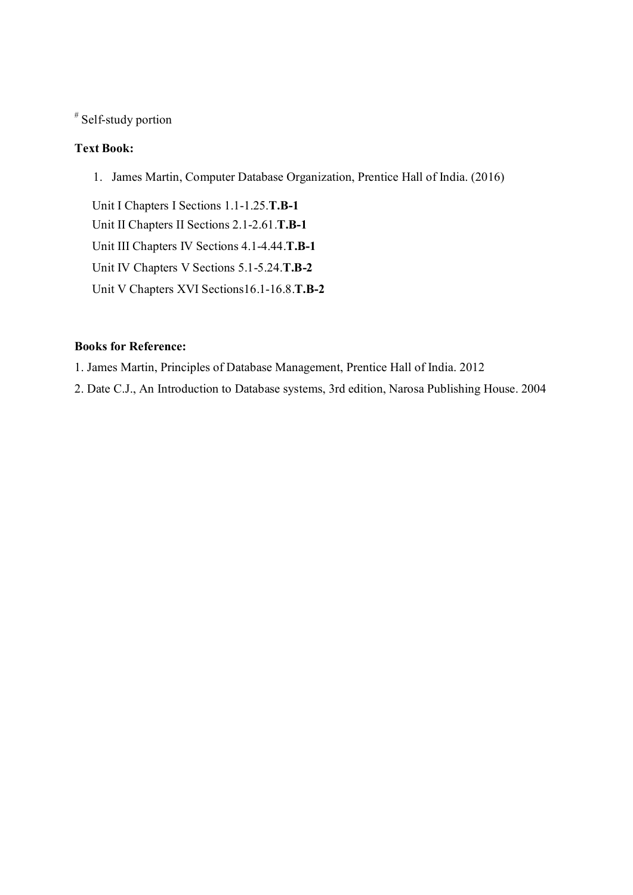# Self-study portion

**Text Book:**

1. James Martin, Computer Database Organization, Prentice Hall of India. (2016)

Unit I Chapters I Sections 1.1-1.25.**T.B-1**
Unit II Chapters II Sections 2.1-2.61.**T.B-1**
Unit III Chapters IV Sections 4.1-4.44.**T.B-1**
Unit IV Chapters V Sections 5.1-5.24.**T.B-2**
Unit V Chapters XVI Sections16.1-16.8.**T.B-2**

**Books for Reference:**

1. James Martin, Principles of Database Management, Prentice Hall of India. 2012
2. Date C.J., An Introduction to Database systems, 3rd edition, Narosa Publishing House. 2004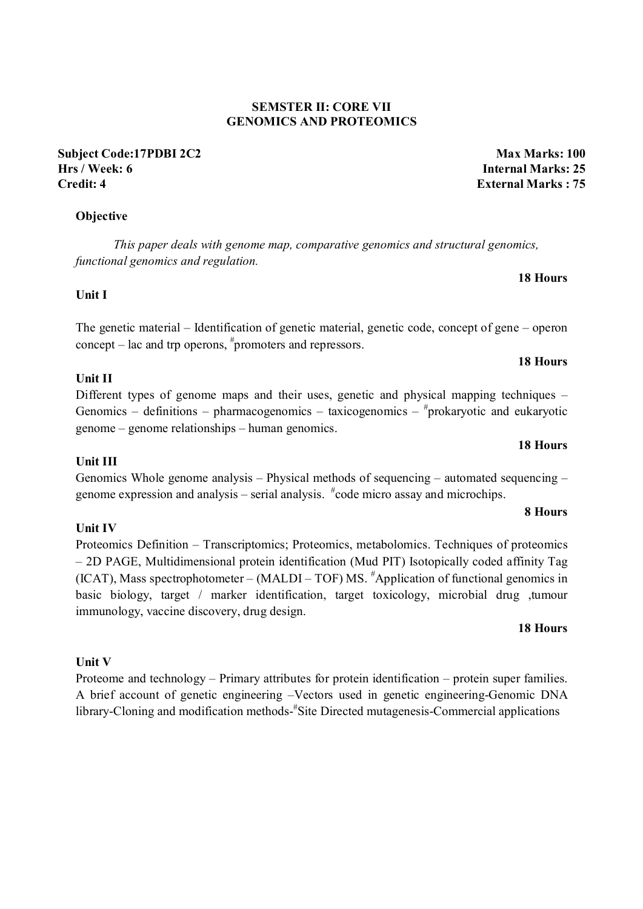**SEMSTER II: CORE VII**
**GENOMICS AND PROTEOMICS**

**Subject Code:17PDBI 2C2** | **Max Marks: 100**
**Hrs / Week: 6** | **Internal Marks: 25**
**Credit: 4** | **External Marks : 75**

**Objective**

*This paper deals with genome map, comparative genomics and structural genomics, functional genomics and regulation.*

**18 Hours**

**Unit I**

The genetic material – Identification of genetic material, genetic code, concept of gene – operon concept – lac and trp operons, #promoters and repressors.

**18 Hours**

**Unit II**

Different types of genome maps and their uses, genetic and physical mapping techniques – Genomics – definitions – pharmacogenomics – taxicogenomics – #prokaryotic and eukaryotic genome – genome relationships – human genomics.

**18 Hours**

**Unit III**

Genomics Whole genome analysis – Physical methods of sequencing – automated sequencing – genome expression and analysis – serial analysis. #code micro assay and microchips.

**8 Hours**

**Unit IV**

Proteomics Definition – Transcriptomics; Proteomics, metabolomics. Techniques of proteomics – 2D PAGE, Multidimensional protein identification (Mud PIT) Isotopically coded affinity Tag (ICAT), Mass spectrophotometer – (MALDI – TOF) MS. #Application of functional genomics in basic biology, target / marker identification, target toxicology, microbial drug ,tumour immunology, vaccine discovery, drug design.

**18 Hours**

**Unit V**

Proteome and technology – Primary attributes for protein identification – protein super families. A brief account of genetic engineering –Vectors used in genetic engineering-Genomic DNA library-Cloning and modification methods-#Site Directed mutagenesis-Commercial applications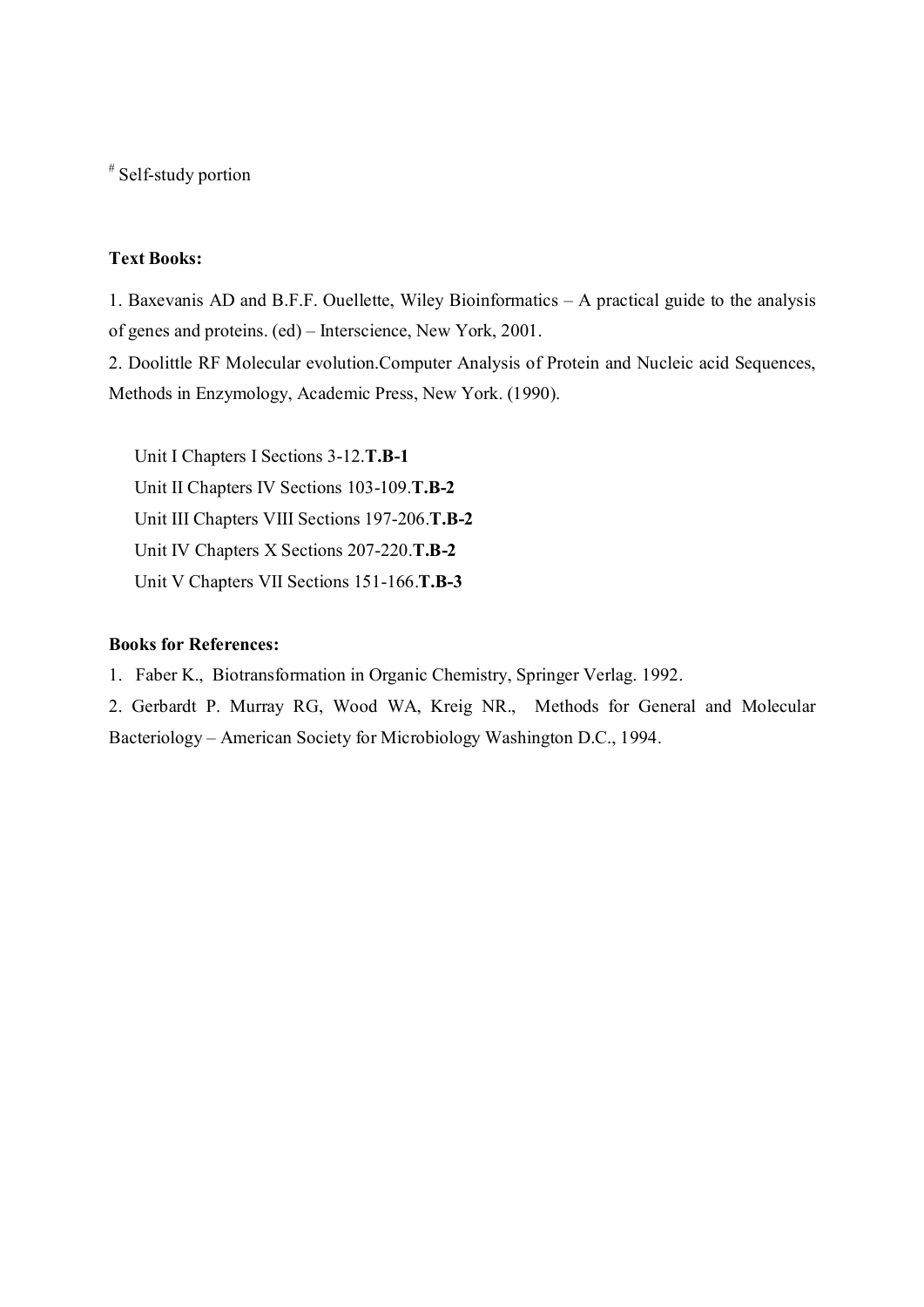[#] Self-study portion

**Text Books:**

1. Baxevanis AD and B.F.F. Ouellette, Wiley Bioinformatics – A practical guide to the analysis of genes and proteins. (ed) – Interscience, New York, 2001.
2. Doolittle RF Molecular evolution.Computer Analysis of Protein and Nucleic acid Sequences, Methods in Enzymology, Academic Press, New York. (1990).

Unit I Chapters I Sections 3-12.**T.B-1**
Unit II Chapters IV Sections 103-109.**T.B-2**
Unit III Chapters VIII Sections 197-206.**T.B-2**
Unit IV Chapters X Sections 207-220.**T.B-2**
Unit V Chapters VII Sections 151-166.**T.B-3**

**Books for References:**

1. Faber K., Biotransformation in Organic Chemistry, Springer Verlag. 1992.
2. Gerbardt P. Murray RG, Wood WA, Kreig NR., Methods for General and Molecular Bacteriology – American Society for Microbiology Washington D.C., 1994.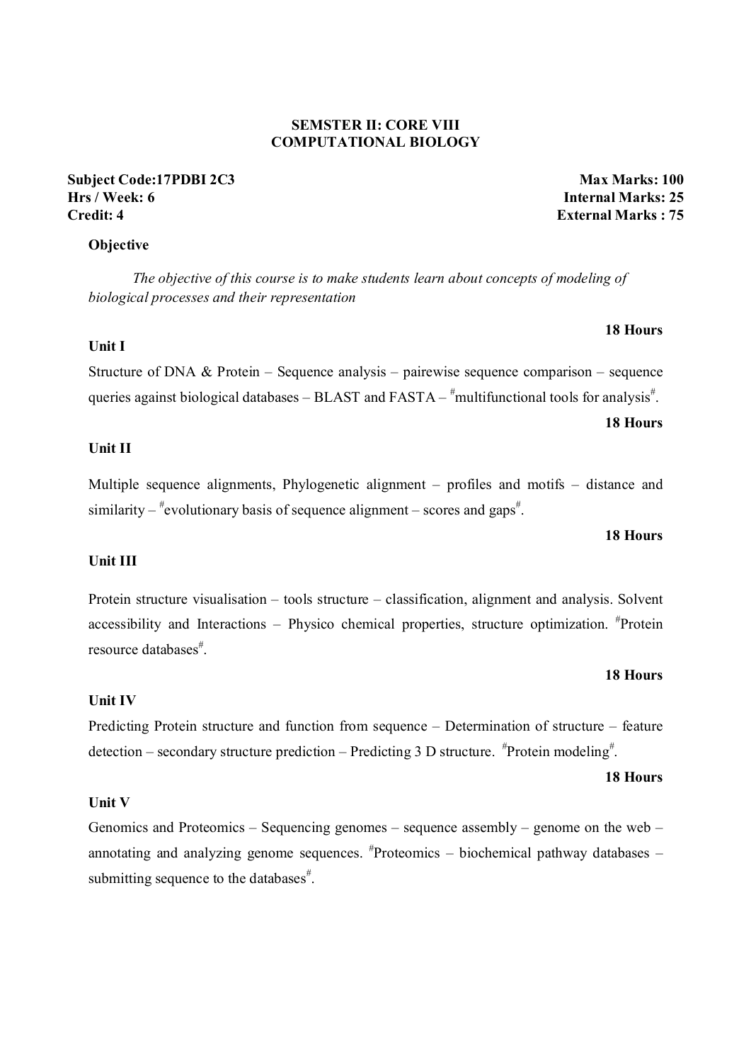**SEMSTER II: CORE VIII**
**COMPUTATIONAL BIOLOGY**

**Subject Code:17PDBI 2C3** | **Max Marks: 100**
**Hrs / Week: 6** | **Internal Marks: 25**
**Credit: 4** | **External Marks : 75**

**Objective**

*The objective of this course is to make students learn about concepts of modeling of biological processes and their representation*

**Unit I** — **18 Hours**

Structure of DNA & Protein – Sequence analysis – pairewise sequence comparison – sequence queries against biological databases – BLAST and FASTA – #multifunctional tools for analysis#.

**Unit II** — **18 Hours**

Multiple sequence alignments, Phylogenetic alignment – profiles and motifs – distance and similarity – #evolutionary basis of sequence alignment – scores and gaps#.

**Unit III** — **18 Hours**

Protein structure visualisation – tools structure – classification, alignment and analysis. Solvent accessibility and Interactions – Physico chemical properties, structure optimization. #Protein resource databases#.

**Unit IV** — **18 Hours**

Predicting Protein structure and function from sequence – Determination of structure – feature detection – secondary structure prediction – Predicting 3 D structure. #Protein modeling#.

**Unit V** — **18 Hours**

Genomics and Proteomics – Sequencing genomes – sequence assembly – genome on the web – annotating and analyzing genome sequences. #Proteomics – biochemical pathway databases – submitting sequence to the databases#.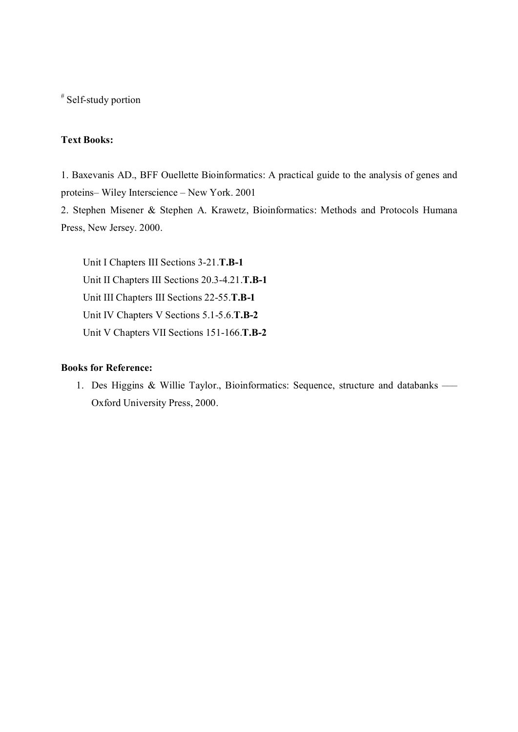# Self-study portion

**Text Books:**

1. Baxevanis AD., BFF Ouellette Bioinformatics: A practical guide to the analysis of genes and proteins– Wiley Interscience – New York. 2001
2. Stephen Misener & Stephen A. Krawetz, Bioinformatics: Methods and Protocols Humana Press, New Jersey. 2000.

Unit I Chapters III Sections 3-21.**T.B-1**
Unit II Chapters III Sections 20.3-4.21.**T.B-1**
Unit III Chapters III Sections 22-55.**T.B-1**
Unit IV Chapters V Sections 5.1-5.6.**T.B-2**
Unit V Chapters VII Sections 151-166.**T.B-2**

**Books for Reference:**

1. Des Higgins & Willie Taylor., Bioinformatics: Sequence, structure and databanks —– Oxford University Press, 2000.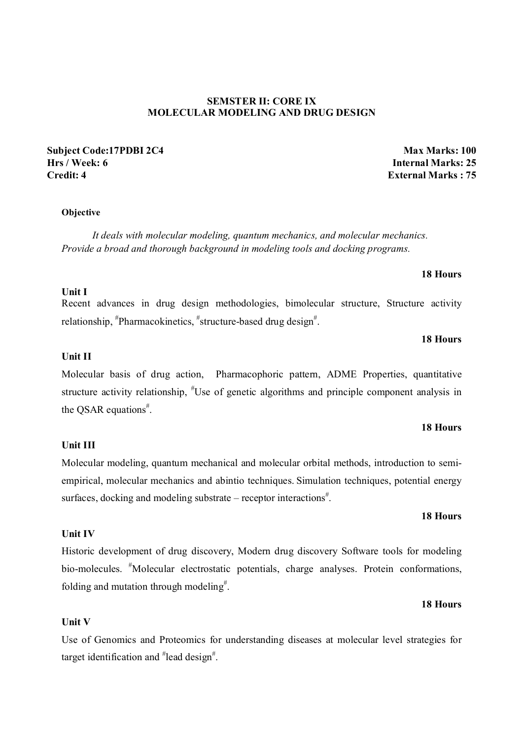**SEMSTER II: CORE IX**
**MOLECULAR MODELING AND DRUG DESIGN**

| | |
|---|---|
| **Subject Code:17PDBI 2C4** | **Max Marks: 100** |
| **Hrs / Week: 6** | **Internal Marks: 25** |
| **Credit: 4** | **External Marks : 75** |

**Objective**

*It deals with molecular modeling, quantum mechanics, and molecular mechanics. Provide a broad and thorough background in modeling tools and docking programs.*

**18 Hours**

**Unit I**

Recent advances in drug design methodologies, bimolecular structure, Structure activity relationship, #Pharmacokinetics, #structure-based drug design#.

**18 Hours**

**Unit II**

Molecular basis of drug action, Pharmacophoric pattern, ADME Properties, quantitative structure activity relationship, #Use of genetic algorithms and principle component analysis in the QSAR equations#.

**18 Hours**

**Unit III**

Molecular modeling, quantum mechanical and molecular orbital methods, introduction to semi-empirical, molecular mechanics and abintio techniques. Simulation techniques, potential energy surfaces, docking and modeling substrate – receptor interactions#.

**18 Hours**

**Unit IV**

Historic development of drug discovery, Modern drug discovery Software tools for modeling bio-molecules. #Molecular electrostatic potentials, charge analyses. Protein conformations, folding and mutation through modeling#.

**18 Hours**

**Unit V**

Use of Genomics and Proteomics for understanding diseases at molecular level strategies for target identification and #lead design#.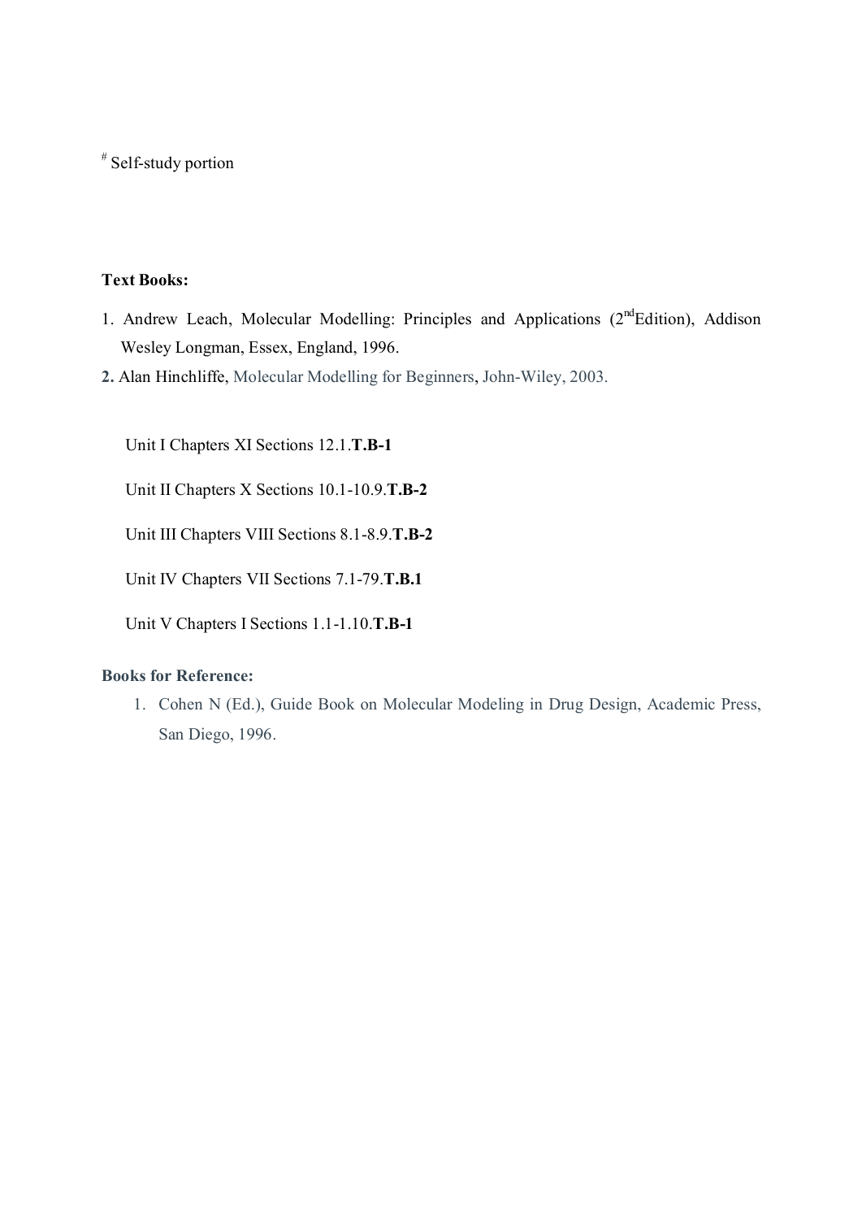# Self-study portion

**Text Books:**

1. Andrew Leach, Molecular Modelling: Principles and Applications (2nd Edition), Addison Wesley Longman, Essex, England, 1996.
2. Alan Hinchliffe, Molecular Modelling for Beginners, John-Wiley, 2003.

Unit I Chapters XI Sections 12.1.**T.B-1**

Unit II Chapters X Sections 10.1-10.9.**T.B-2**

Unit III Chapters VIII Sections 8.1-8.9.**T.B-2**

Unit IV Chapters VII Sections 7.1-79.**T.B.1**

Unit V Chapters I Sections 1.1-1.10.**T.B-1**

**Books for Reference:**

1. Cohen N (Ed.), Guide Book on Molecular Modeling in Drug Design, Academic Press, San Diego, 1996.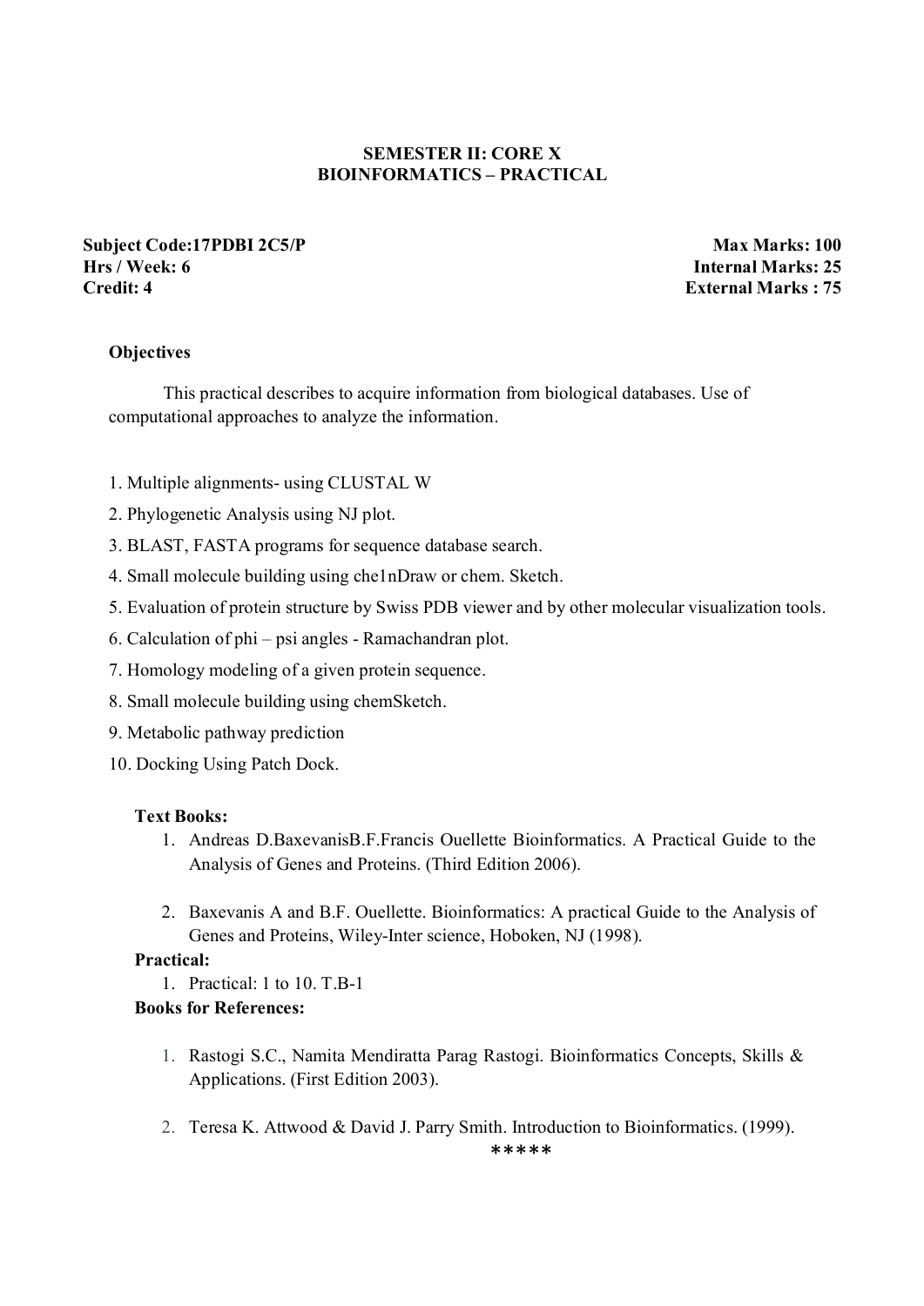**SEMESTER II: CORE X**
**BIOINFORMATICS – PRACTICAL**

**Subject Code:17PDBI 2C5/P** **Max Marks: 100**
**Hrs / Week: 6** **Internal Marks: 25**
**Credit: 4** **External Marks : 75**

**Objectives**

This practical describes to acquire information from biological databases. Use of computational approaches to analyze the information.

1. Multiple alignments- using CLUSTAL W
2. Phylogenetic Analysis using NJ plot.
3. BLAST, FASTA programs for sequence database search.
4. Small molecule building using che1nDraw or chem. Sketch.
5. Evaluation of protein structure by Swiss PDB viewer and by other molecular visualization tools.
6. Calculation of phi – psi angles - Ramachandran plot.
7. Homology modeling of a given protein sequence.
8. Small molecule building using chemSketch.
9. Metabolic pathway prediction
10. Docking Using Patch Dock.

**Text Books:**

1. Andreas D.BaxevanisB.F.Francis Ouellette Bioinformatics. A Practical Guide to the Analysis of Genes and Proteins. (Third Edition 2006).
2. Baxevanis A and B.F. Ouellette. Bioinformatics: A practical Guide to the Analysis of Genes and Proteins, Wiley-Inter science, Hoboken, NJ (1998).

**Practical:**

1. Practical: 1 to 10. T.B-1

**Books for References:**

1. Rastogi S.C., Namita Mendiratta Parag Rastogi. Bioinformatics Concepts, Skills & Applications. (First Edition 2003).
2. Teresa K. Attwood & David J. Parry Smith. Introduction to Bioinformatics. (1999).

*****